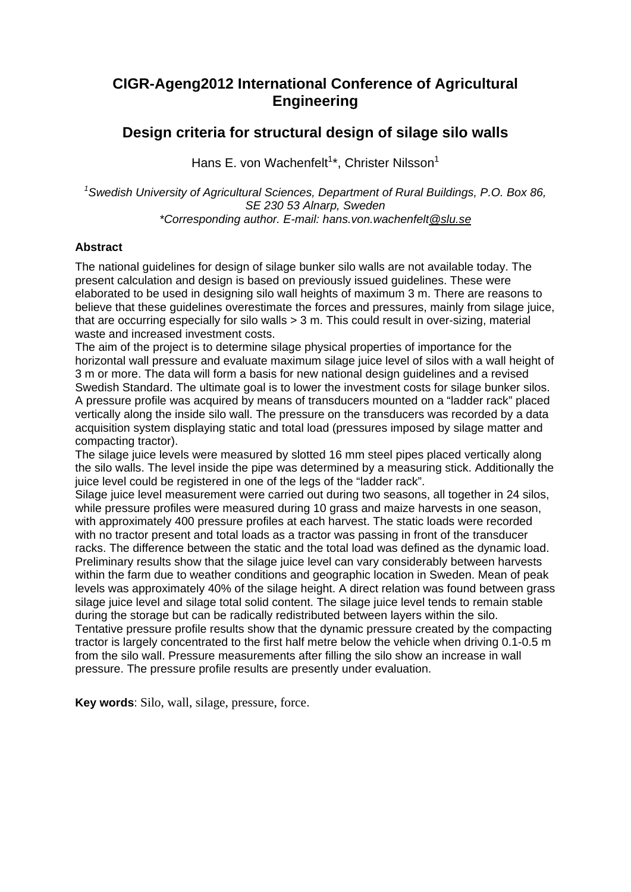# CIGR-Ageng2012 International Conference of Agricultural Engineering

## Design criteria for structural design of silage silo walls

Hans E. von Wachenfelt[1]*, Christer Nilsson[1]

*[1]Swedish University of Agricultural Sciences, Department of Rural Buildings, P.O. Box 86, SE 230 53 Alnarp, Sweden*
*\*Corresponding author. E-mail: hans.von.wachenfelt@slu.se*

**Abstract**

The national guidelines for design of silage bunker silo walls are not available today. The present calculation and design is based on previously issued guidelines. These were elaborated to be used in designing silo wall heights of maximum 3 m. There are reasons to believe that these guidelines overestimate the forces and pressures, mainly from silage juice, that are occurring especially for silo walls > 3 m. This could result in over-sizing, material waste and increased investment costs.
The aim of the project is to determine silage physical properties of importance for the horizontal wall pressure and evaluate maximum silage juice level of silos with a wall height of 3 m or more. The data will form a basis for new national design guidelines and a revised Swedish Standard. The ultimate goal is to lower the investment costs for silage bunker silos. A pressure profile was acquired by means of transducers mounted on a "ladder rack" placed vertically along the inside silo wall. The pressure on the transducers was recorded by a data acquisition system displaying static and total load (pressures imposed by silage matter and compacting tractor).
The silage juice levels were measured by slotted 16 mm steel pipes placed vertically along the silo walls. The level inside the pipe was determined by a measuring stick. Additionally the juice level could be registered in one of the legs of the "ladder rack".
Silage juice level measurement were carried out during two seasons, all together in 24 silos, while pressure profiles were measured during 10 grass and maize harvests in one season, with approximately 400 pressure profiles at each harvest. The static loads were recorded with no tractor present and total loads as a tractor was passing in front of the transducer racks. The difference between the static and the total load was defined as the dynamic load. Preliminary results show that the silage juice level can vary considerably between harvests within the farm due to weather conditions and geographic location in Sweden. Mean of peak levels was approximately 40% of the silage height. A direct relation was found between grass silage juice level and silage total solid content. The silage juice level tends to remain stable during the storage but can be radically redistributed between layers within the silo.
Tentative pressure profile results show that the dynamic pressure created by the compacting tractor is largely concentrated to the first half metre below the vehicle when driving 0.1-0.5 m from the silo wall. Pressure measurements after filling the silo show an increase in wall pressure. The pressure profile results are presently under evaluation.

**Key words**: Silo, wall, silage, pressure, force.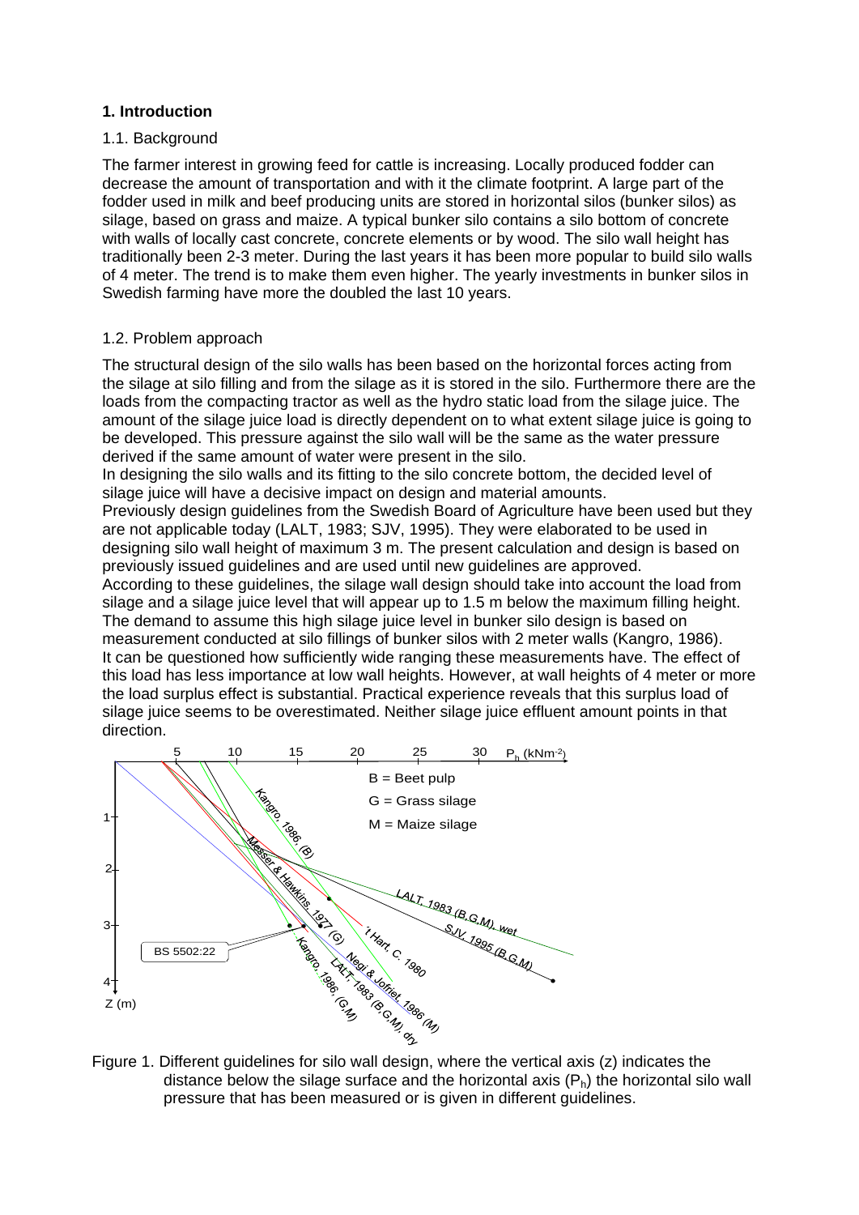# 1. Introduction

## 1.1. Background

The farmer interest in growing feed for cattle is increasing. Locally produced fodder can decrease the amount of transportation and with it the climate footprint. A large part of the fodder used in milk and beef producing units are stored in horizontal silos (bunker silos) as silage, based on grass and maize. A typical bunker silo contains a silo bottom of concrete with walls of locally cast concrete, concrete elements or by wood. The silo wall height has traditionally been 2-3 meter. During the last years it has been more popular to build silo walls of 4 meter. The trend is to make them even higher. The yearly investments in bunker silos in Swedish farming have more the doubled the last 10 years.

## 1.2. Problem approach

The structural design of the silo walls has been based on the horizontal forces acting from the silage at silo filling and from the silage as it is stored in the silo. Furthermore there are the loads from the compacting tractor as well as the hydro static load from the silage juice. The amount of the silage juice load is directly dependent on to what extent silage juice is going to be developed. This pressure against the silo wall will be the same as the water pressure derived if the same amount of water were present in the silo.

In designing the silo walls and its fitting to the silo concrete bottom, the decided level of silage juice will have a decisive impact on design and material amounts.

Previously design guidelines from the Swedish Board of Agriculture have been used but they are not applicable today (LALT, 1983; SJV, 1995). They were elaborated to be used in designing silo wall height of maximum 3 m. The present calculation and design is based on previously issued guidelines and are used until new guidelines are approved.

According to these guidelines, the silage wall design should take into account the load from silage and a silage juice level that will appear up to 1.5 m below the maximum filling height. The demand to assume this high silage juice level in bunker silo design is based on measurement conducted at silo fillings of bunker silos with 2 meter walls (Kangro, 1986).

It can be questioned how sufficiently wide ranging these measurements have. The effect of this load has less importance at low wall heights. However, at wall heights of 4 meter or more the load surplus effect is substantial. Practical experience reveals that this surplus load of silage juice seems to be overestimated. Neither silage juice effluent amount points in that direction.

Figure 1. Different guidelines for silo wall design, where the vertical axis (z) indicates the distance below the silage surface and the horizontal axis ($P_h$) the horizontal silo wall pressure that has been measured or is given in different guidelines.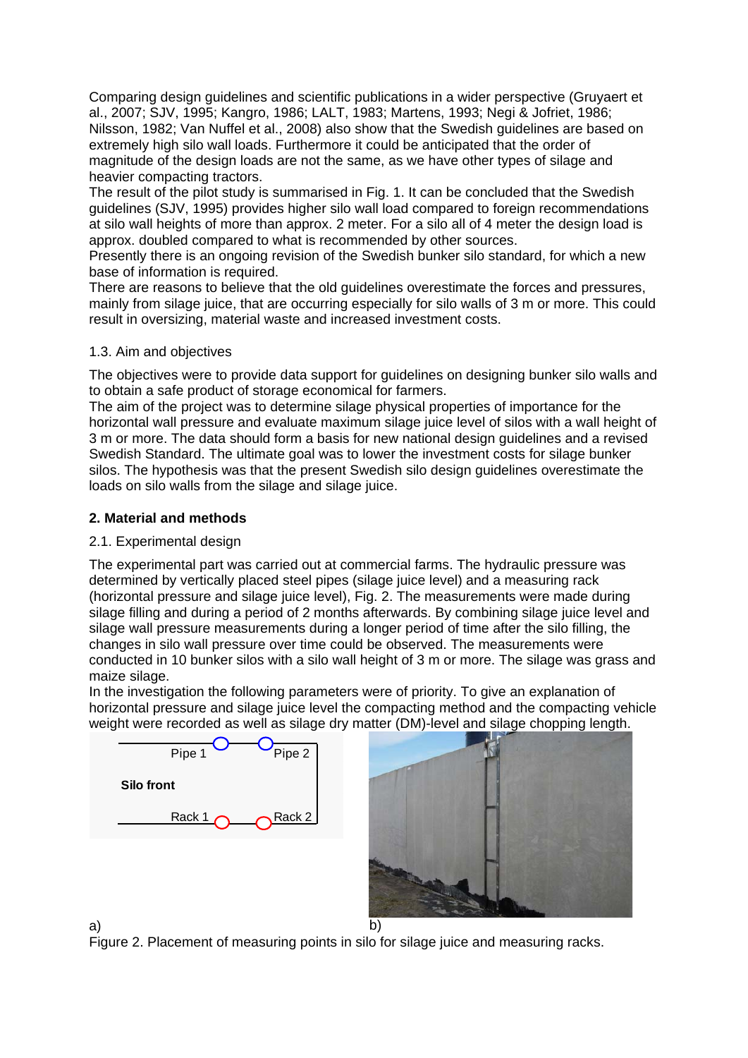Comparing design guidelines and scientific publications in a wider perspective (Gruyaert et al., 2007; SJV, 1995; Kangro, 1986; LALT, 1983; Martens, 1993; Negi & Jofriet, 1986; Nilsson, 1982; Van Nuffel et al., 2008) also show that the Swedish guidelines are based on extremely high silo wall loads. Furthermore it could be anticipated that the order of magnitude of the design loads are not the same, as we have other types of silage and heavier compacting tractors.

The result of the pilot study is summarised in Fig. 1. It can be concluded that the Swedish guidelines (SJV, 1995) provides higher silo wall load compared to foreign recommendations at silo wall heights of more than approx. 2 meter. For a silo all of 4 meter the design load is approx. doubled compared to what is recommended by other sources.

Presently there is an ongoing revision of the Swedish bunker silo standard, for which a new base of information is required.

There are reasons to believe that the old guidelines overestimate the forces and pressures, mainly from silage juice, that are occurring especially for silo walls of 3 m or more. This could result in oversizing, material waste and increased investment costs.

### 1.3. Aim and objectives

The objectives were to provide data support for guidelines on designing bunker silo walls and to obtain a safe product of storage economical for farmers.

The aim of the project was to determine silage physical properties of importance for the horizontal wall pressure and evaluate maximum silage juice level of silos with a wall height of 3 m or more. The data should form a basis for new national design guidelines and a revised Swedish Standard. The ultimate goal was to lower the investment costs for silage bunker silos. The hypothesis was that the present Swedish silo design guidelines overestimate the loads on silo walls from the silage and silage juice.

## 2. Material and methods

### 2.1. Experimental design

The experimental part was carried out at commercial farms. The hydraulic pressure was determined by vertically placed steel pipes (silage juice level) and a measuring rack (horizontal pressure and silage juice level), Fig. 2. The measurements were made during silage filling and during a period of 2 months afterwards. By combining silage juice level and silage wall pressure measurements during a longer period of time after the silo filling, the changes in silo wall pressure over time could be observed. The measurements were conducted in 10 bunker silos with a silo wall height of 3 m or more. The silage was grass and maize silage.

In the investigation the following parameters were of priority. To give an explanation of horizontal pressure and silage juice level the compacting method and the compacting vehicle weight were recorded as well as silage dry matter (DM)-level and silage chopping length.

Pipe 1 Pipe 2

Silo front

Rack 1 Rack 2

a) b)

Figure 2. Placement of measuring points in silo for silage juice and measuring racks.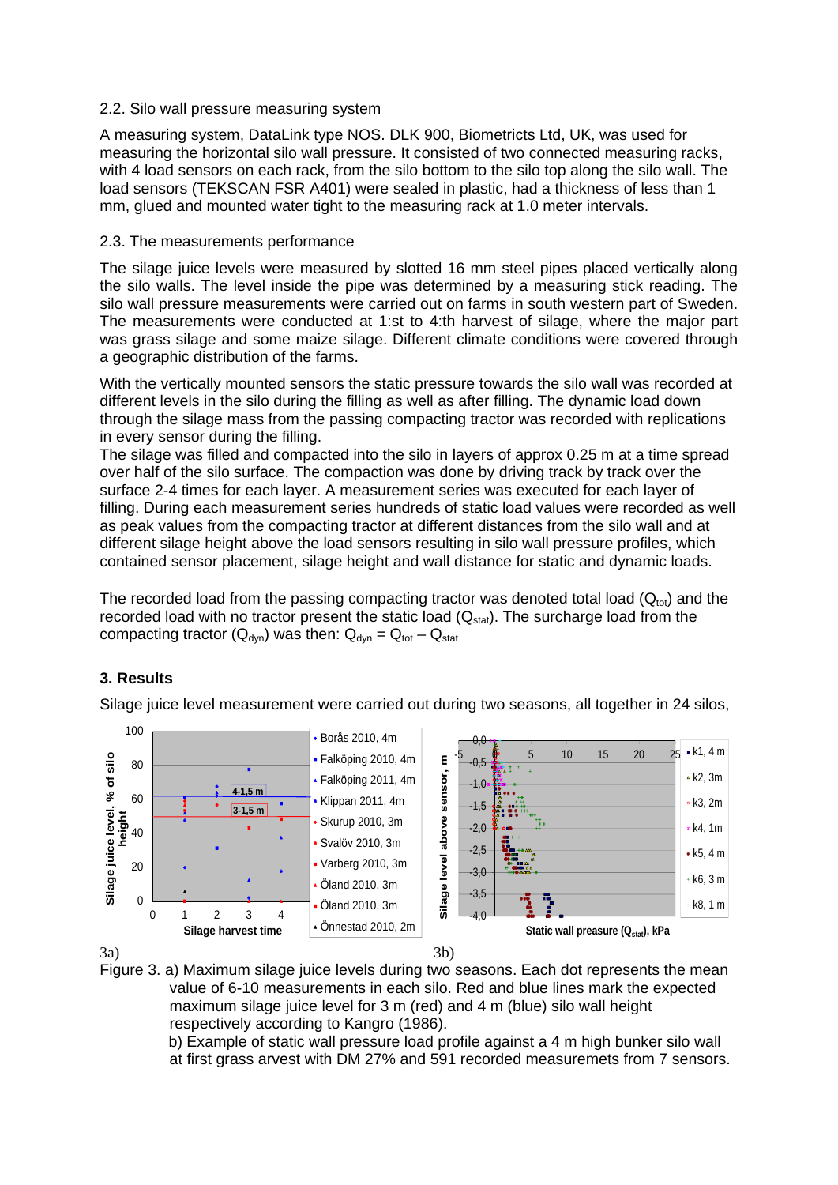### 2.2. Silo wall pressure measuring system

A measuring system, DataLink type NOS. DLK 900, Biometricts Ltd, UK, was used for measuring the horizontal silo wall pressure. It consisted of two connected measuring racks, with 4 load sensors on each rack, from the silo bottom to the silo top along the silo wall. The load sensors (TEKSCAN FSR A401) were sealed in plastic, had a thickness of less than 1 mm, glued and mounted water tight to the measuring rack at 1.0 meter intervals.

### 2.3. The measurements performance

The silage juice levels were measured by slotted 16 mm steel pipes placed vertically along the silo walls. The level inside the pipe was determined by a measuring stick reading. The silo wall pressure measurements were carried out on farms in south western part of Sweden. The measurements were conducted at 1:st to 4:th harvest of silage, where the major part was grass silage and some maize silage. Different climate conditions were covered through a geographic distribution of the farms.

With the vertically mounted sensors the static pressure towards the silo wall was recorded at different levels in the silo during the filling as well as after filling. The dynamic load down through the silage mass from the passing compacting tractor was recorded with replications in every sensor during the filling.

The silage was filled and compacted into the silo in layers of approx 0.25 m at a time spread over half of the silo surface. The compaction was done by driving track by track over the surface 2-4 times for each layer. A measurement series was executed for each layer of filling. During each measurement series hundreds of static load values were recorded as well as peak values from the compacting tractor at different distances from the silo wall and at different silage height above the load sensors resulting in silo wall pressure profiles, which contained sensor placement, silage height and wall distance for static and dynamic loads.

The recorded load from the passing compacting tractor was denoted total load ($Q_{tot}$) and the recorded load with no tractor present the static load ($Q_{stat}$). The surcharge load from the compacting tractor ($Q_{dyn}$) was then: $Q_{dyn} = Q_{tot} - Q_{stat}$

## 3. Results

Silage juice level measurement were carried out during two seasons, all together in 24 silos,

3a) 3b)

Figure 3. a) Maximum silage juice levels during two seasons. Each dot represents the mean value of 6-10 measurements in each silo. Red and blue lines mark the expected maximum silage juice level for 3 m (red) and 4 m (blue) silo wall height respectively according to Kangro (1986).
b) Example of static wall pressure load profile against a 4 m high bunker silo wall at first grass arvest with DM 27% and 591 recorded measuremets from 7 sensors.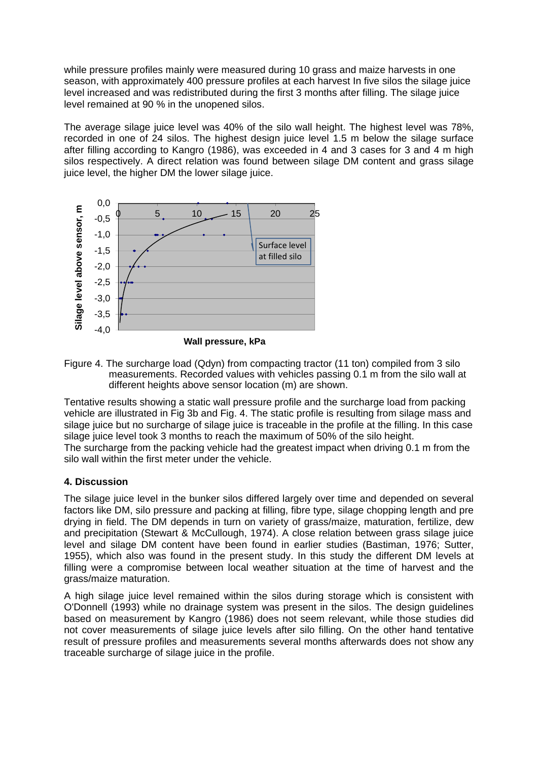while pressure profiles mainly were measured during 10 grass and maize harvests in one season, with approximately 400 pressure profiles at each harvest In five silos the silage juice level increased and was redistributed during the first 3 months after filling. The silage juice level remained at 90 % in the unopened silos.

The average silage juice level was 40% of the silo wall height. The highest level was 78%, recorded in one of 24 silos. The highest design juice level 1.5 m below the silage surface after filling according to Kangro (1986), was exceeded in 4 and 3 cases for 3 and 4 m high silos respectively. A direct relation was found between silage DM content and grass silage juice level, the higher DM the lower silage juice.

Figure 4. The surcharge load (Qdyn) from compacting tractor (11 ton) compiled from 3 silo measurements. Recorded values with vehicles passing 0.1 m from the silo wall at different heights above sensor location (m) are shown.

Tentative results showing a static wall pressure profile and the surcharge load from packing vehicle are illustrated in Fig 3b and Fig. 4. The static profile is resulting from silage mass and silage juice but no surcharge of silage juice is traceable in the profile at the filling. In this case silage juice level took 3 months to reach the maximum of 50% of the silo height.
The surcharge from the packing vehicle had the greatest impact when driving 0.1 m from the silo wall within the first meter under the vehicle.

## 4. Discussion

The silage juice level in the bunker silos differed largely over time and depended on several factors like DM, silo pressure and packing at filling, fibre type, silage chopping length and pre drying in field. The DM depends in turn on variety of grass/maize, maturation, fertilize, dew and precipitation (Stewart & McCullough, 1974). A close relation between grass silage juice level and silage DM content have been found in earlier studies (Bastiman, 1976; Sutter, 1955), which also was found in the present study. In this study the different DM levels at filling were a compromise between local weather situation at the time of harvest and the grass/maize maturation.

A high silage juice level remained within the silos during storage which is consistent with O'Donnell (1993) while no drainage system was present in the silos. The design guidelines based on measurement by Kangro (1986) does not seem relevant, while those studies did not cover measurements of silage juice levels after silo filling. On the other hand tentative result of pressure profiles and measurements several months afterwards does not show any traceable surcharge of silage juice in the profile.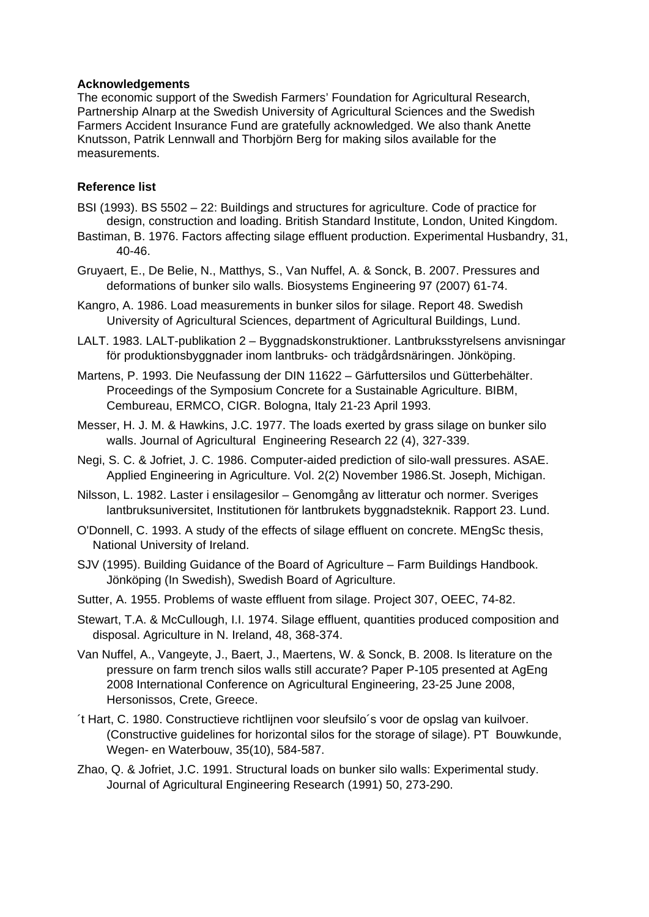**Acknowledgements**

The economic support of the Swedish Farmers' Foundation for Agricultural Research, Partnership Alnarp at the Swedish University of Agricultural Sciences and the Swedish Farmers Accident Insurance Fund are gratefully acknowledged. We also thank Anette Knutsson, Patrik Lennwall and Thorbjörn Berg for making silos available for the measurements.

**Reference list**

BSI (1993). BS 5502 – 22: Buildings and structures for agriculture. Code of practice for design, construction and loading. British Standard Institute, London, United Kingdom.

Bastiman, B. 1976. Factors affecting silage effluent production. Experimental Husbandry, 31, 40-46.

Gruyaert, E., De Belie, N., Matthys, S., Van Nuffel, A. & Sonck, B. 2007. Pressures and deformations of bunker silo walls. Biosystems Engineering 97 (2007) 61-74.

Kangro, A. 1986. Load measurements in bunker silos for silage. Report 48. Swedish University of Agricultural Sciences, department of Agricultural Buildings, Lund.

LALT. 1983. LALT-publikation 2 – Byggnadskonstruktioner. Lantbruksstyrelsens anvisningar för produktionsbyggnader inom lantbruks- och trädgårdsnäringen. Jönköping.

Martens, P. 1993. Die Neufassung der DIN 11622 – Gärfuttersilos und Gütterbehälter. Proceedings of the Symposium Concrete for a Sustainable Agriculture. BIBM, Cembureau, ERMCO, CIGR. Bologna, Italy 21-23 April 1993.

Messer, H. J. M. & Hawkins, J.C. 1977. The loads exerted by grass silage on bunker silo walls. Journal of Agricultural Engineering Research 22 (4), 327-339.

Negi, S. C. & Jofriet, J. C. 1986. Computer-aided prediction of silo-wall pressures. ASAE. Applied Engineering in Agriculture. Vol. 2(2) November 1986.St. Joseph, Michigan.

Nilsson, L. 1982. Laster i ensilagesilor – Genomgång av litteratur och normer. Sveriges lantbruksuniversitet, Institutionen för lantbrukets byggnadsteknik. Rapport 23. Lund.

O'Donnell, C. 1993. A study of the effects of silage effluent on concrete. MEngSc thesis, National University of Ireland.

SJV (1995). Building Guidance of the Board of Agriculture – Farm Buildings Handbook. Jönköping (In Swedish), Swedish Board of Agriculture.

Sutter, A. 1955. Problems of waste effluent from silage. Project 307, OEEC, 74-82.

Stewart, T.A. & McCullough, I.I. 1974. Silage effluent, quantities produced composition and disposal. Agriculture in N. Ireland, 48, 368-374.

Van Nuffel, A., Vangeyte, J., Baert, J., Maertens, W. & Sonck, B. 2008. Is literature on the pressure on farm trench silos walls still accurate? Paper P-105 presented at AgEng 2008 International Conference on Agricultural Engineering, 23-25 June 2008, Hersonissos, Crete, Greece.

´t Hart, C. 1980. Constructieve richtlijnen voor sleufsilo´s voor de opslag van kuilvoer. (Constructive guidelines for horizontal silos for the storage of silage). PT Bouwkunde, Wegen- en Waterbouw, 35(10), 584-587.

Zhao, Q. & Jofriet, J.C. 1991. Structural loads on bunker silo walls: Experimental study. Journal of Agricultural Engineering Research (1991) 50, 273-290.